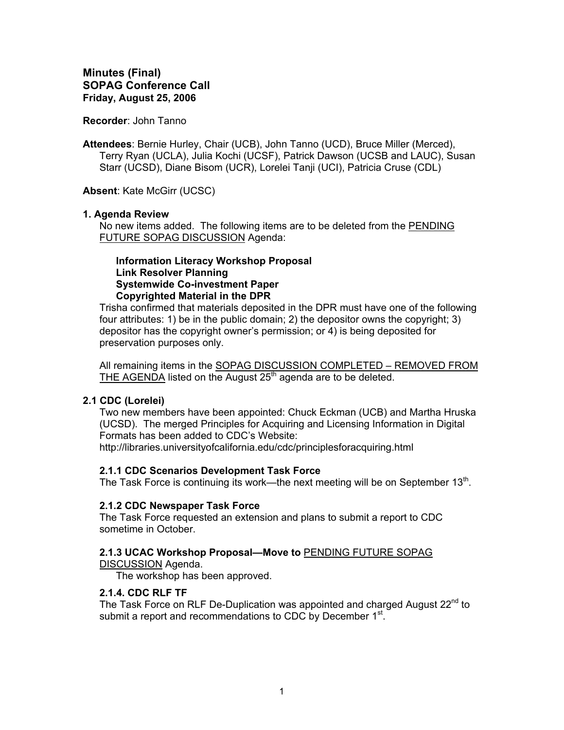# Minutes (Final)
# SOPAG Conference Call
**Friday, August 25, 2006**

**Recorder**: John Tanno

**Attendees**: Bernie Hurley, Chair (UCB), John Tanno (UCD), Bruce Miller (Merced), Terry Ryan (UCLA), Julia Kochi (UCSF), Patrick Dawson (UCSB and LAUC), Susan Starr (UCSD), Diane Bisom (UCR), Lorelei Tanji (UCI), Patricia Cruse (CDL)

**Absent**: Kate McGirr (UCSC)

### 1. Agenda Review

No new items added. The following items are to be deleted from the PENDING FUTURE SOPAG DISCUSSION Agenda:

**Information Literacy Workshop Proposal**
**Link Resolver Planning**
**Systemwide Co-investment Paper**
**Copyrighted Material in the DPR**

Trisha confirmed that materials deposited in the DPR must have one of the following four attributes: 1) be in the public domain; 2) the depositor owns the copyright; 3) depositor has the copyright owner's permission; or 4) is being deposited for preservation purposes only.

All remaining items in the SOPAG DISCUSSION COMPLETED – REMOVED FROM THE AGENDA listed on the August 25th agenda are to be deleted.

### 2.1 CDC (Lorelei)

Two new members have been appointed: Chuck Eckman (UCB) and Martha Hruska (UCSD). The merged Principles for Acquiring and Licensing Information in Digital Formats has been added to CDC's Website: http://libraries.universityofcalifornia.edu/cdc/principlesforacquiring.html

#### 2.1.1 CDC Scenarios Development Task Force

The Task Force is continuing its work—the next meeting will be on September 13th.

#### 2.1.2 CDC Newspaper Task Force

The Task Force requested an extension and plans to submit a report to CDC sometime in October.

#### 2.1.3 UCAC Workshop Proposal—Move to PENDING FUTURE SOPAG DISCUSSION Agenda.

The workshop has been approved.

#### 2.1.4. CDC RLF TF

The Task Force on RLF De-Duplication was appointed and charged August 22nd to submit a report and recommendations to CDC by December 1st.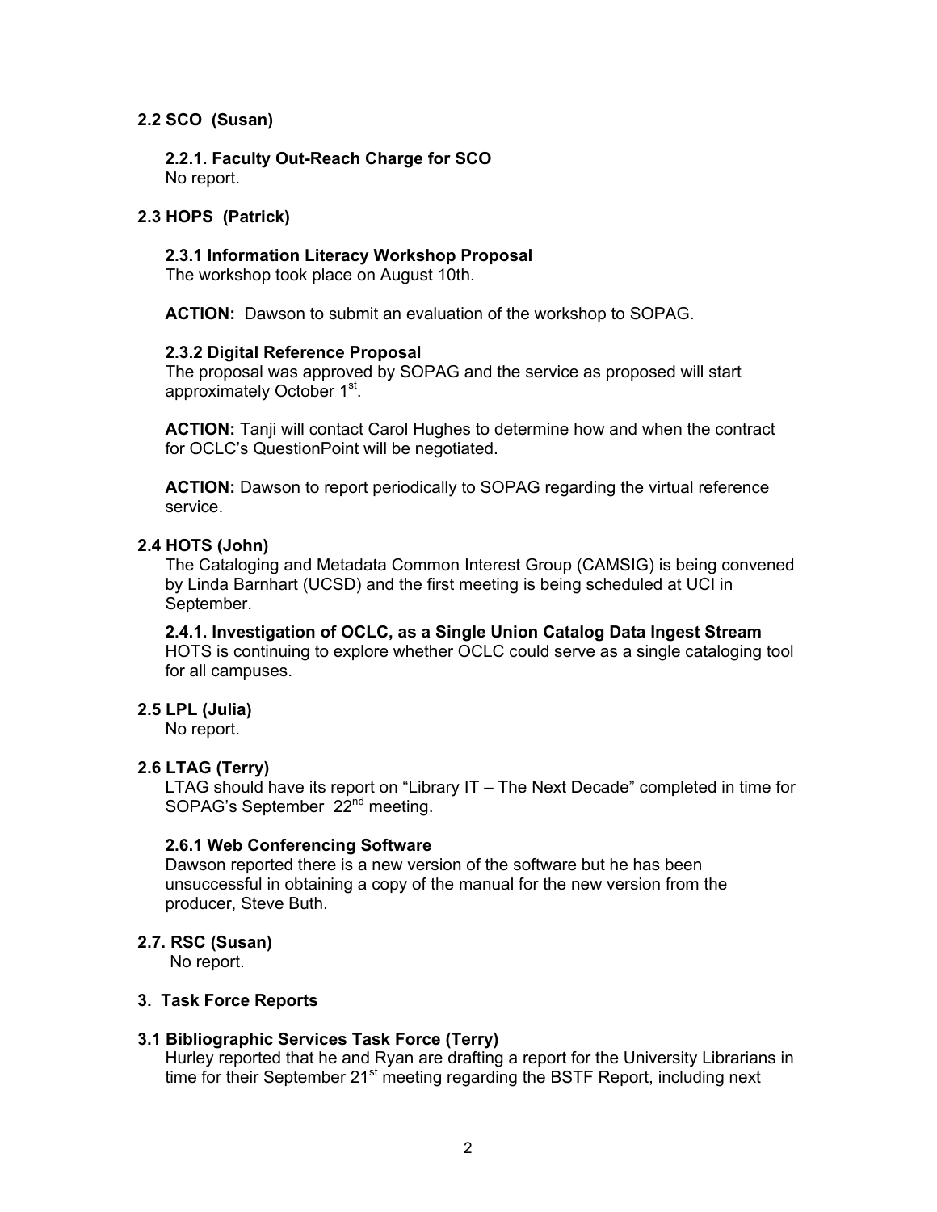**2.2 SCO (Susan)**

**2.2.1. Faculty Out-Reach Charge for SCO**
No report.

**2.3 HOPS (Patrick)**

**2.3.1 Information Literacy Workshop Proposal**
The workshop took place on August 10th.

**ACTION:** Dawson to submit an evaluation of the workshop to SOPAG.

**2.3.2 Digital Reference Proposal**
The proposal was approved by SOPAG and the service as proposed will start approximately October 1st.

**ACTION:** Tanji will contact Carol Hughes to determine how and when the contract for OCLC's QuestionPoint will be negotiated.

**ACTION:** Dawson to report periodically to SOPAG regarding the virtual reference service.

**2.4 HOTS (John)**
The Cataloging and Metadata Common Interest Group (CAMSIG) is being convened by Linda Barnhart (UCSD) and the first meeting is being scheduled at UCI in September.

**2.4.1. Investigation of OCLC, as a Single Union Catalog Data Ingest Stream**
HOTS is continuing to explore whether OCLC could serve as a single cataloging tool for all campuses.

**2.5 LPL (Julia)**
No report.

**2.6 LTAG (Terry)**
LTAG should have its report on "Library IT – The Next Decade" completed in time for SOPAG's September 22nd meeting.

**2.6.1 Web Conferencing Software**
Dawson reported there is a new version of the software but he has been unsuccessful in obtaining a copy of the manual for the new version from the producer, Steve Buth.

**2.7. RSC (Susan)**
No report.

**3. Task Force Reports**

**3.1 Bibliographic Services Task Force (Terry)**
Hurley reported that he and Ryan are drafting a report for the University Librarians in time for their September 21st meeting regarding the BSTF Report, including next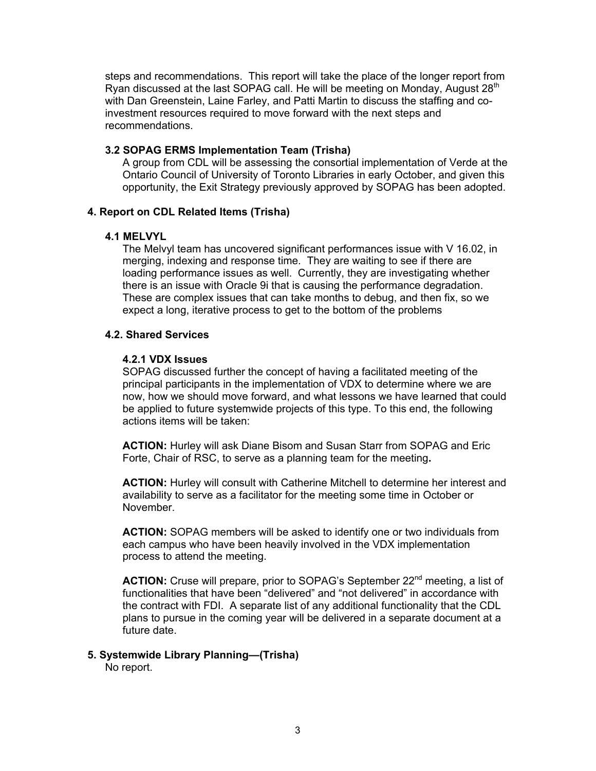steps and recommendations. This report will take the place of the longer report from Ryan discussed at the last SOPAG call. He will be meeting on Monday, August 28th with Dan Greenstein, Laine Farley, and Patti Martin to discuss the staffing and co-investment resources required to move forward with the next steps and recommendations.

### 3.2 SOPAG ERMS Implementation Team (Trisha)

A group from CDL will be assessing the consortial implementation of Verde at the Ontario Council of University of Toronto Libraries in early October, and given this opportunity, the Exit Strategy previously approved by SOPAG has been adopted.

## 4. Report on CDL Related Items (Trisha)

### 4.1 MELVYL

The Melvyl team has uncovered significant performances issue with V 16.02, in merging, indexing and response time. They are waiting to see if there are loading performance issues as well. Currently, they are investigating whether there is an issue with Oracle 9i that is causing the performance degradation. These are complex issues that can take months to debug, and then fix, so we expect a long, iterative process to get to the bottom of the problems

### 4.2. Shared Services

#### 4.2.1 VDX Issues

SOPAG discussed further the concept of having a facilitated meeting of the principal participants in the implementation of VDX to determine where we are now, how we should move forward, and what lessons we have learned that could be applied to future systemwide projects of this type. To this end, the following actions items will be taken:

**ACTION:** Hurley will ask Diane Bisom and Susan Starr from SOPAG and Eric Forte, Chair of RSC, to serve as a planning team for the meeting**.**

**ACTION:** Hurley will consult with Catherine Mitchell to determine her interest and availability to serve as a facilitator for the meeting some time in October or November.

**ACTION:** SOPAG members will be asked to identify one or two individuals from each campus who have been heavily involved in the VDX implementation process to attend the meeting.

**ACTION:** Cruse will prepare, prior to SOPAG's September 22nd meeting, a list of functionalities that have been "delivered" and "not delivered" in accordance with the contract with FDI. A separate list of any additional functionality that the CDL plans to pursue in the coming year will be delivered in a separate document at a future date.

## 5. Systemwide Library Planning—(Trisha)

No report.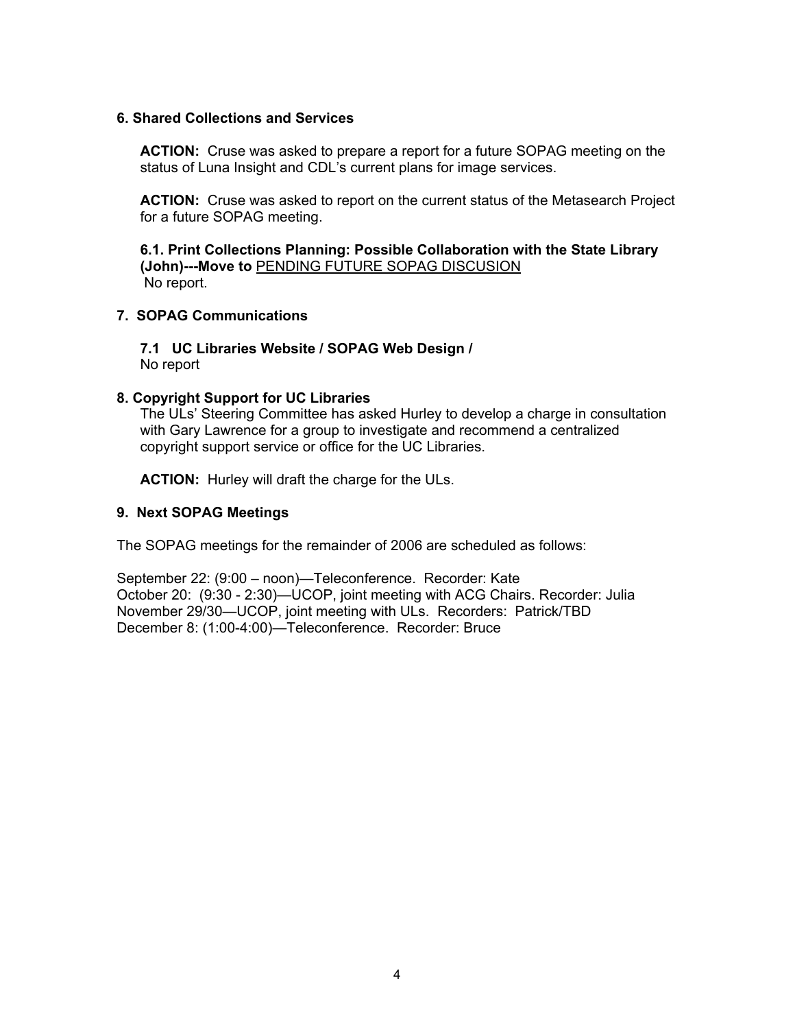### 6. Shared Collections and Services

**ACTION:** Cruse was asked to prepare a report for a future SOPAG meeting on the status of Luna Insight and CDL's current plans for image services.

**ACTION:** Cruse was asked to report on the current status of the Metasearch Project for a future SOPAG meeting.

**6.1. Print Collections Planning: Possible Collaboration with the State Library (John)---Move to** <u>PENDING FUTURE SOPAG DISCUSION</u>
No report.

### 7. SOPAG Communications

**7.1 UC Libraries Website / SOPAG Web Design /**
No report

### 8. Copyright Support for UC Libraries

The ULs' Steering Committee has asked Hurley to develop a charge in consultation with Gary Lawrence for a group to investigate and recommend a centralized copyright support service or office for the UC Libraries.

**ACTION:** Hurley will draft the charge for the ULs.

### 9. Next SOPAG Meetings

The SOPAG meetings for the remainder of 2006 are scheduled as follows:

September 22: (9:00 – noon)—Teleconference. Recorder: Kate
October 20: (9:30 - 2:30)—UCOP, joint meeting with ACG Chairs. Recorder: Julia
November 29/30—UCOP, joint meeting with ULs. Recorders: Patrick/TBD
December 8: (1:00-4:00)—Teleconference. Recorder: Bruce